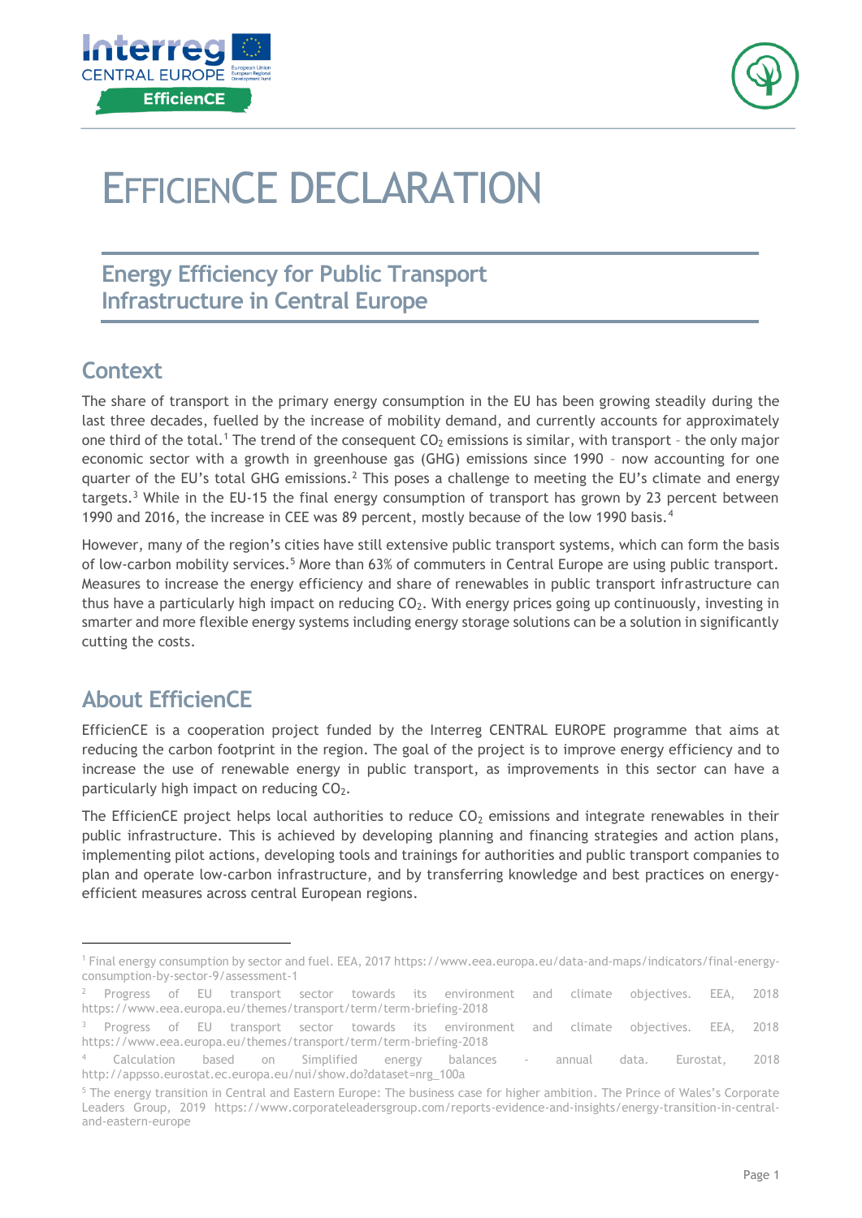# EFFICIENCE DECLARATION

## Energy Efficiency for Public Transport Infrastructure in Central Europe

## Context

The share of transport in the primary energy consumption in the EU has been growing steadily during the last three decades, fuelled by the increase of mobility demand, and currently accounts for approximately one third of the total.[1] The trend of the consequent $CO_2$ emissions is similar, with transport – the only major economic sector with a growth in greenhouse gas (GHG) emissions since 1990 – now accounting for one quarter of the EU's total GHG emissions.[2] This poses a challenge to meeting the EU's climate and energy targets.[3] While in the EU-15 the final energy consumption of transport has grown by 23 percent between 1990 and 2016, the increase in CEE was 89 percent, mostly because of the low 1990 basis.[4]

However, many of the region's cities have still extensive public transport systems, which can form the basis of low-carbon mobility services.[5] More than 63% of commuters in Central Europe are using public transport. Measures to increase the energy efficiency and share of renewables in public transport infrastructure can thus have a particularly high impact on reducing $CO_2$. With energy prices going up continuously, investing in smarter and more flexible energy systems including energy storage solutions can be a solution in significantly cutting the costs.

## About EfficienCE

EfficienCE is a cooperation project funded by the Interreg CENTRAL EUROPE programme that aims at reducing the carbon footprint in the region. The goal of the project is to improve energy efficiency and to increase the use of renewable energy in public transport, as improvements in this sector can have a particularly high impact on reducing $CO_2$.

The EfficienCE project helps local authorities to reduce $CO_2$ emissions and integrate renewables in their public infrastructure. This is achieved by developing planning and financing strategies and action plans, implementing pilot actions, developing tools and trainings for authorities and public transport companies to plan and operate low-carbon infrastructure, and by transferring knowledge and best practices on energy-efficient measures across central European regions.

---

[1] Final energy consumption by sector and fuel. EEA, 2017 https://www.eea.europa.eu/data-and-maps/indicators/final-energy-consumption-by-sector-9/assessment-1

[2] Progress of EU transport sector towards its environment and climate objectives. EEA, 2018 https://www.eea.europa.eu/themes/transport/term/term-briefing-2018

[3] Progress of EU transport sector towards its environment and climate objectives. EEA, 2018 https://www.eea.europa.eu/themes/transport/term/term-briefing-2018

[4] Calculation based on Simplified energy balances - annual data. Eurostat, 2018 http://appsso.eurostat.ec.europa.eu/nui/show.do?dataset=nrg_100a

[5] The energy transition in Central and Eastern Europe: The business case for higher ambition. The Prince of Wales's Corporate Leaders Group, 2019 https://www.corporateleadersgroup.com/reports-evidence-and-insights/energy-transition-in-central-and-eastern-europe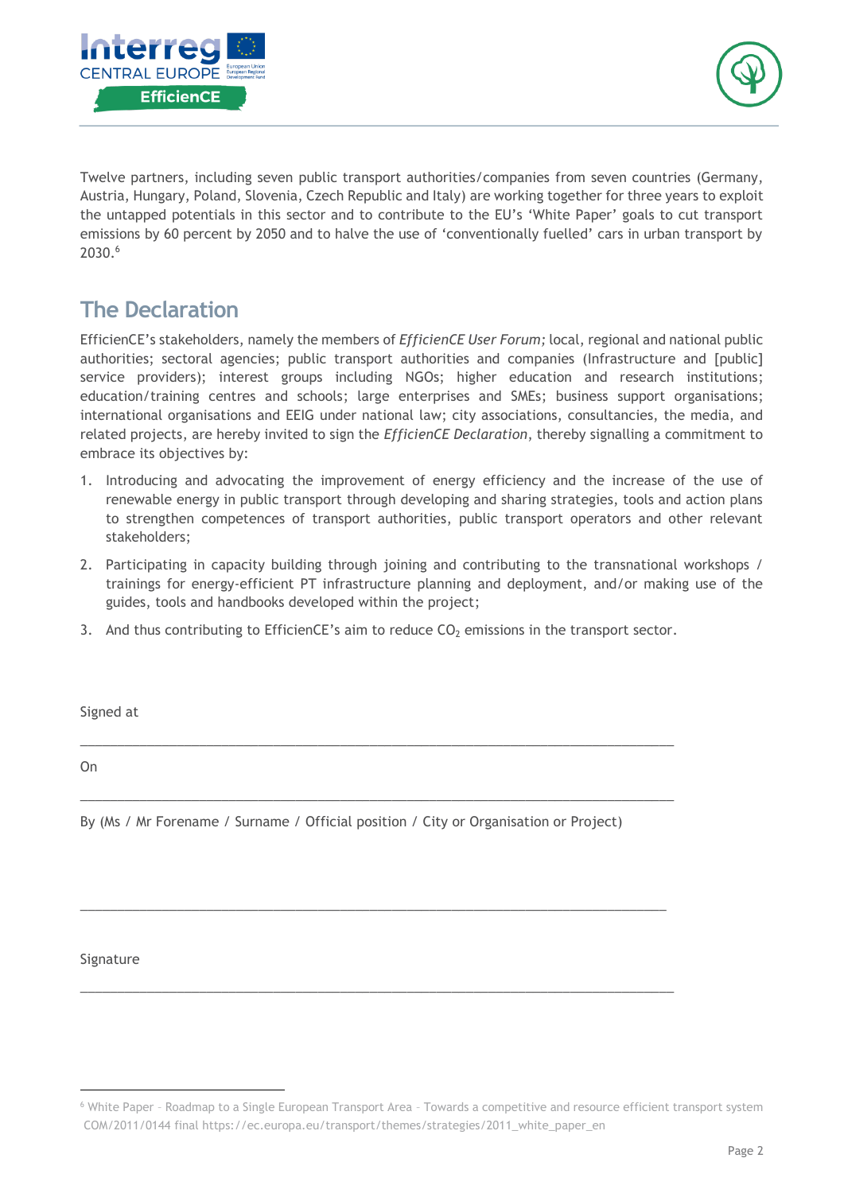Twelve partners, including seven public transport authorities/companies from seven countries (Germany, Austria, Hungary, Poland, Slovenia, Czech Republic and Italy) are working together for three years to exploit the untapped potentials in this sector and to contribute to the EU's 'White Paper' goals to cut transport emissions by 60 percent by 2050 and to halve the use of 'conventionally fuelled' cars in urban transport by 2030.[6]

## The Declaration

EfficienCE's stakeholders, namely the members of *EfficienCE User Forum;* local, regional and national public authorities; sectoral agencies; public transport authorities and companies (Infrastructure and [public] service providers); interest groups including NGOs; higher education and research institutions; education/training centres and schools; large enterprises and SMEs; business support organisations; international organisations and EEIG under national law; city associations, consultancies, the media, and related projects, are hereby invited to sign the *EfficienCE Declaration*, thereby signalling a commitment to embrace its objectives by:

1. Introducing and advocating the improvement of energy efficiency and the increase of the use of renewable energy in public transport through developing and sharing strategies, tools and action plans to strengthen competences of transport authorities, public transport operators and other relevant stakeholders;
2. Participating in capacity building through joining and contributing to the transnational workshops / trainings for energy-efficient PT infrastructure planning and deployment, and/or making use of the guides, tools and handbooks developed within the project;
3. And thus contributing to EfficienCE's aim to reduce $CO_2$ emissions in the transport sector.

Signed at

______________________________________________________________________________

On

______________________________________________________________________________

By (Ms / Mr Forename / Surname / Official position / City or Organisation or Project)

______________________________________________________________________________

Signature

______________________________________________________________________________

[6] White Paper – Roadmap to a Single European Transport Area – Towards a competitive and resource efficient transport system COM/2011/0144 final https://ec.europa.eu/transport/themes/strategies/2011_white_paper_en